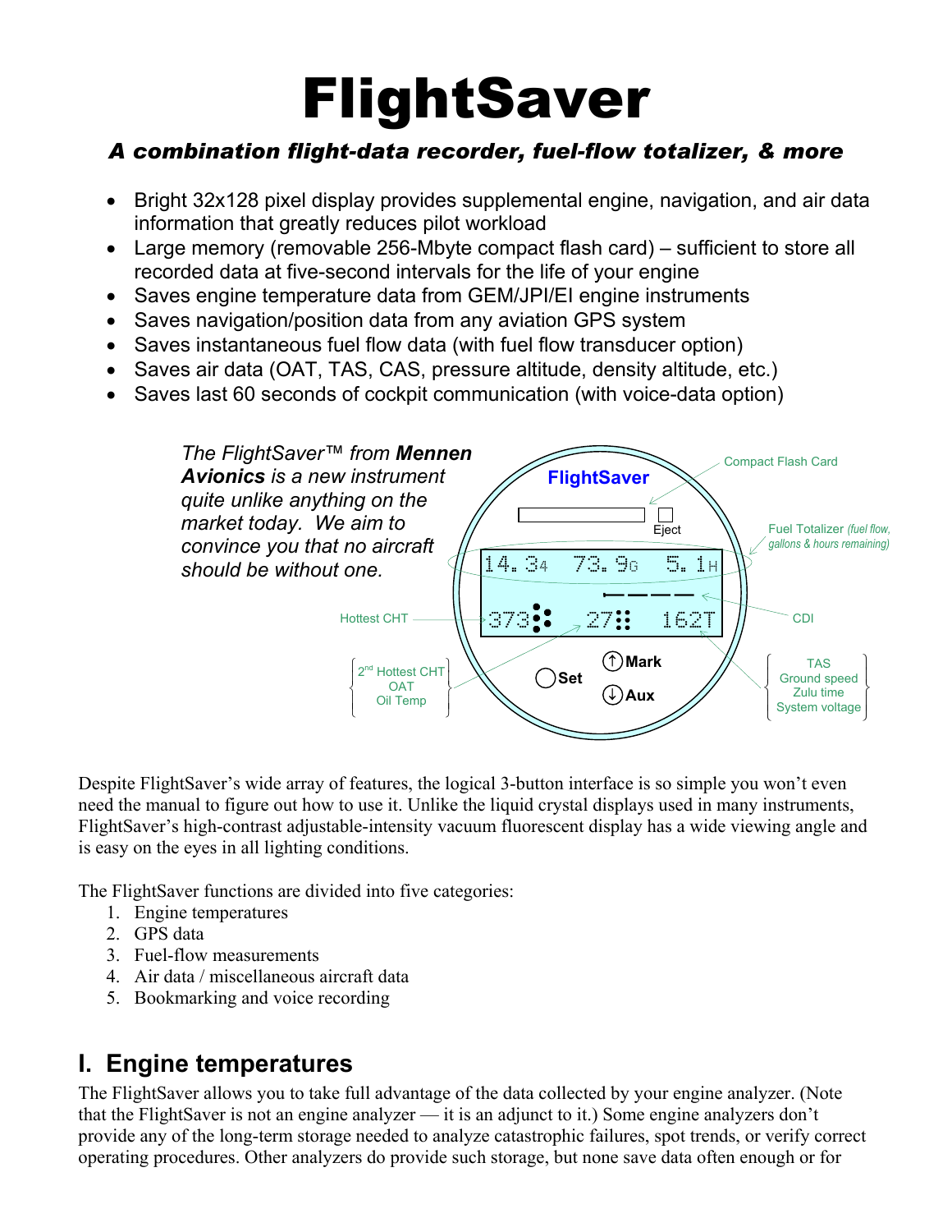# FlightSaver

***A combination flight-data recorder, fuel-flow totalizer, & more***

- Bright 32x128 pixel display provides supplemental engine, navigation, and air data information that greatly reduces pilot workload
- Large memory (removable 256-Mbyte compact flash card) – sufficient to store all recorded data at five-second intervals for the life of your engine
- Saves engine temperature data from GEM/JPI/EI engine instruments
- Saves navigation/position data from any aviation GPS system
- Saves instantaneous fuel flow data (with fuel flow transducer option)
- Saves air data (OAT, TAS, CAS, pressure altitude, density altitude, etc.)
- Saves last 60 seconds of cockpit communication (with voice-data option)

*The FlightSaver™ from **Mennen Avionics** is a new instrument quite unlike anything on the market today. We aim to convince you that no aircraft should be without one.*

FlightSaver

Compact Flash Card

Eject

Fuel Totalizer *(fuel flow, gallons & hours remaining)*

14.3 4 73.9 G 5.1 H

CDI

Hottest CHT

373 27 162T

2nd Hottest CHT
OAT
Oil Temp

Set

Mark

Aux

TAS
Ground speed
Zulu time
System voltage

Despite FlightSaver's wide array of features, the logical 3-button interface is so simple you won't even need the manual to figure out how to use it. Unlike the liquid crystal displays used in many instruments, FlightSaver's high-contrast adjustable-intensity vacuum fluorescent display has a wide viewing angle and is easy on the eyes in all lighting conditions.

The FlightSaver functions are divided into five categories:

1. Engine temperatures
2. GPS data
3. Fuel-flow measurements
4. Air data / miscellaneous aircraft data
5. Bookmarking and voice recording

## I. Engine temperatures

The FlightSaver allows you to take full advantage of the data collected by your engine analyzer. (Note that the FlightSaver is not an engine analyzer — it is an adjunct to it.) Some engine analyzers don't provide any of the long-term storage needed to analyze catastrophic failures, spot trends, or verify correct operating procedures. Other analyzers do provide such storage, but none save data often enough or for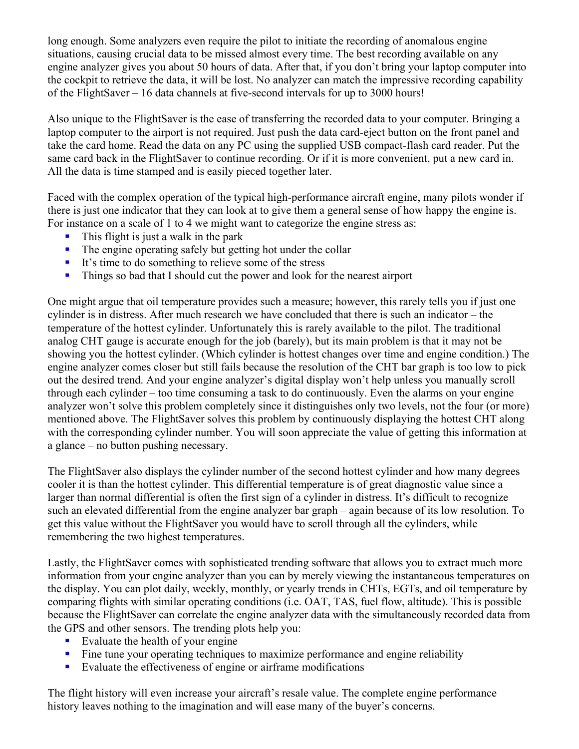long enough. Some analyzers even require the pilot to initiate the recording of anomalous engine situations, causing crucial data to be missed almost every time. The best recording available on any engine analyzer gives you about 50 hours of data. After that, if you don't bring your laptop computer into the cockpit to retrieve the data, it will be lost. No analyzer can match the impressive recording capability of the FlightSaver – 16 data channels at five-second intervals for up to 3000 hours!

Also unique to the FlightSaver is the ease of transferring the recorded data to your computer. Bringing a laptop computer to the airport is not required. Just push the data card-eject button on the front panel and take the card home. Read the data on any PC using the supplied USB compact-flash card reader. Put the same card back in the FlightSaver to continue recording. Or if it is more convenient, put a new card in. All the data is time stamped and is easily pieced together later.

Faced with the complex operation of the typical high-performance aircraft engine, many pilots wonder if there is just one indicator that they can look at to give them a general sense of how happy the engine is. For instance on a scale of 1 to 4 we might want to categorize the engine stress as:

- This flight is just a walk in the park
- The engine operating safely but getting hot under the collar
- It's time to do something to relieve some of the stress
- Things so bad that I should cut the power and look for the nearest airport

One might argue that oil temperature provides such a measure; however, this rarely tells you if just one cylinder is in distress. After much research we have concluded that there is such an indicator – the temperature of the hottest cylinder. Unfortunately this is rarely available to the pilot. The traditional analog CHT gauge is accurate enough for the job (barely), but its main problem is that it may not be showing you the hottest cylinder. (Which cylinder is hottest changes over time and engine condition.) The engine analyzer comes closer but still fails because the resolution of the CHT bar graph is too low to pick out the desired trend. And your engine analyzer's digital display won't help unless you manually scroll through each cylinder – too time consuming a task to do continuously. Even the alarms on your engine analyzer won't solve this problem completely since it distinguishes only two levels, not the four (or more) mentioned above. The FlightSaver solves this problem by continuously displaying the hottest CHT along with the corresponding cylinder number. You will soon appreciate the value of getting this information at a glance – no button pushing necessary.

The FlightSaver also displays the cylinder number of the second hottest cylinder and how many degrees cooler it is than the hottest cylinder. This differential temperature is of great diagnostic value since a larger than normal differential is often the first sign of a cylinder in distress. It's difficult to recognize such an elevated differential from the engine analyzer bar graph – again because of its low resolution. To get this value without the FlightSaver you would have to scroll through all the cylinders, while remembering the two highest temperatures.

Lastly, the FlightSaver comes with sophisticated trending software that allows you to extract much more information from your engine analyzer than you can by merely viewing the instantaneous temperatures on the display. You can plot daily, weekly, monthly, or yearly trends in CHTs, EGTs, and oil temperature by comparing flights with similar operating conditions (i.e. OAT, TAS, fuel flow, altitude). This is possible because the FlightSaver can correlate the engine analyzer data with the simultaneously recorded data from the GPS and other sensors. The trending plots help you:

- Evaluate the health of your engine
- Fine tune your operating techniques to maximize performance and engine reliability
- Evaluate the effectiveness of engine or airframe modifications

The flight history will even increase your aircraft's resale value. The complete engine performance history leaves nothing to the imagination and will ease many of the buyer's concerns.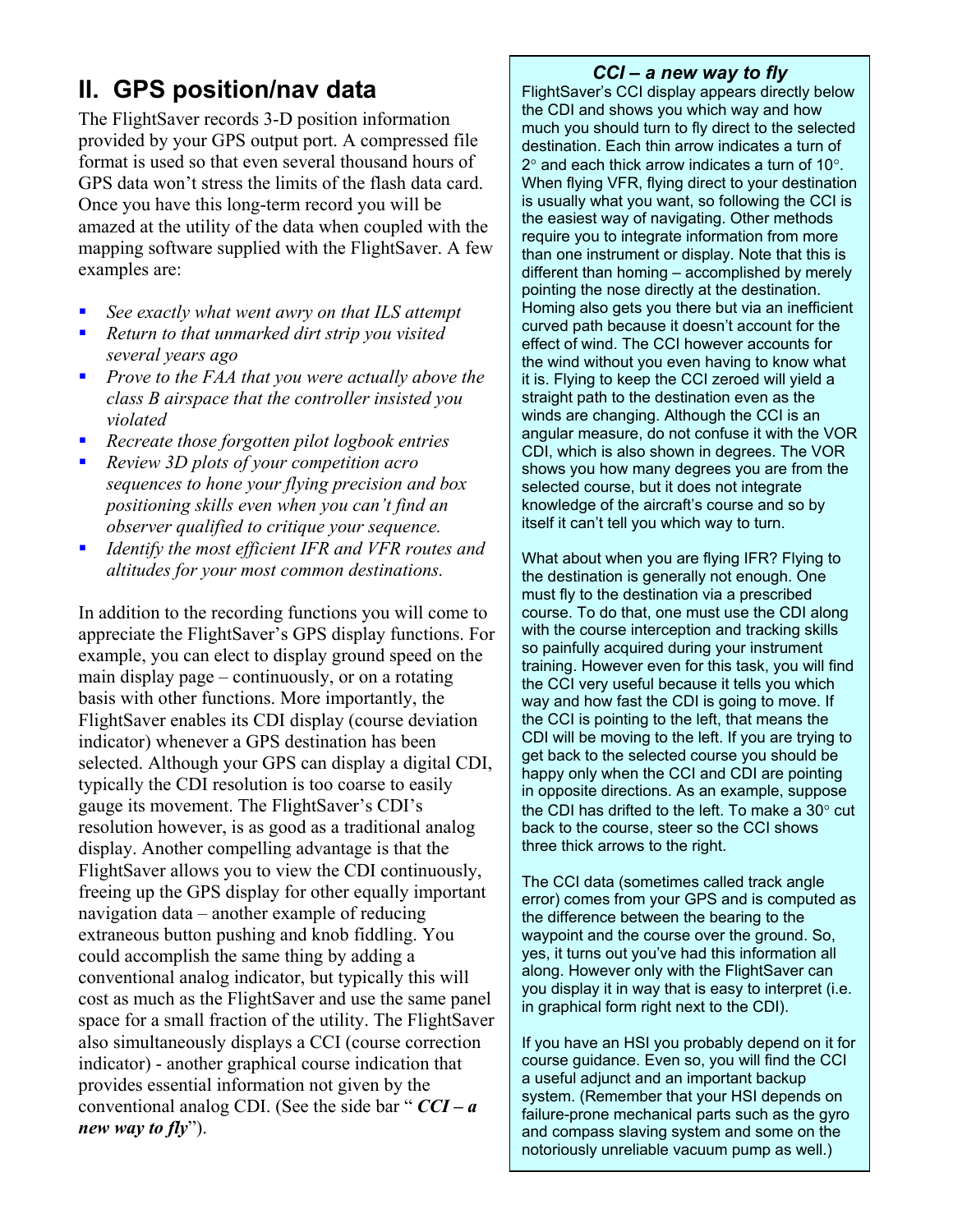## II. GPS position/nav data

The FlightSaver records 3-D position information provided by your GPS output port. A compressed file format is used so that even several thousand hours of GPS data won't stress the limits of the flash data card. Once you have this long-term record you will be amazed at the utility of the data when coupled with the mapping software supplied with the FlightSaver. A few examples are:

- *See exactly what went awry on that ILS attempt*
- *Return to that unmarked dirt strip you visited several years ago*
- *Prove to the FAA that you were actually above the class B airspace that the controller insisted you violated*
- *Recreate those forgotten pilot logbook entries*
- *Review 3D plots of your competition acro sequences to hone your flying precision and box positioning skills even when you can't find an observer qualified to critique your sequence.*
- *Identify the most efficient IFR and VFR routes and altitudes for your most common destinations.*

In addition to the recording functions you will come to appreciate the FlightSaver's GPS display functions. For example, you can elect to display ground speed on the main display page – continuously, or on a rotating basis with other functions. More importantly, the FlightSaver enables its CDI display (course deviation indicator) whenever a GPS destination has been selected. Although your GPS can display a digital CDI, typically the CDI resolution is too coarse to easily gauge its movement. The FlightSaver's CDI's resolution however, is as good as a traditional analog display. Another compelling advantage is that the FlightSaver allows you to view the CDI continuously, freeing up the GPS display for other equally important navigation data – another example of reducing extraneous button pushing and knob fiddling. You could accomplish the same thing by adding a conventional analog indicator, but typically this will cost as much as the FlightSaver and use the same panel space for a small fraction of the utility. The FlightSaver also simultaneously displays a CCI (course correction indicator) - another graphical course indication that provides essential information not given by the conventional analog CDI. (See the side bar "***CCI – a new way to fly***").

### *CCI – a new way to fly*

FlightSaver's CCI display appears directly below the CDI and shows you which way and how much you should turn to fly direct to the selected destination. Each thin arrow indicates a turn of 2° and each thick arrow indicates a turn of 10°. When flying VFR, flying direct to your destination is usually what you want, so following the CCI is the easiest way of navigating. Other methods require you to integrate information from more than one instrument or display. Note that this is different than homing – accomplished by merely pointing the nose directly at the destination. Homing also gets you there but via an inefficient curved path because it doesn't account for the effect of wind. The CCI however accounts for the wind without you even having to know what it is. Flying to keep the CCI zeroed will yield a straight path to the destination even as the winds are changing. Although the CCI is an angular measure, do not confuse it with the VOR CDI, which is also shown in degrees. The VOR shows you how many degrees you are from the selected course, but it does not integrate knowledge of the aircraft's course and so by itself it can't tell you which way to turn.

What about when you are flying IFR? Flying to the destination is generally not enough. One must fly to the destination via a prescribed course. To do that, one must use the CDI along with the course interception and tracking skills so painfully acquired during your instrument training. However even for this task, you will find the CCI very useful because it tells you which way and how fast the CDI is going to move. If the CCI is pointing to the left, that means the CDI will be moving to the left. If you are trying to get back to the selected course you should be happy only when the CCI and CDI are pointing in opposite directions. As an example, suppose the CDI has drifted to the left. To make a 30° cut back to the course, steer so the CCI shows three thick arrows to the right.

The CCI data (sometimes called track angle error) comes from your GPS and is computed as the difference between the bearing to the waypoint and the course over the ground. So, yes, it turns out you've had this information all along. However only with the FlightSaver can you display it in way that is easy to interpret (i.e. in graphical form right next to the CDI).

If you have an HSI you probably depend on it for course guidance. Even so, you will find the CCI a useful adjunct and an important backup system. (Remember that your HSI depends on failure-prone mechanical parts such as the gyro and compass slaving system and some on the notoriously unreliable vacuum pump as well.)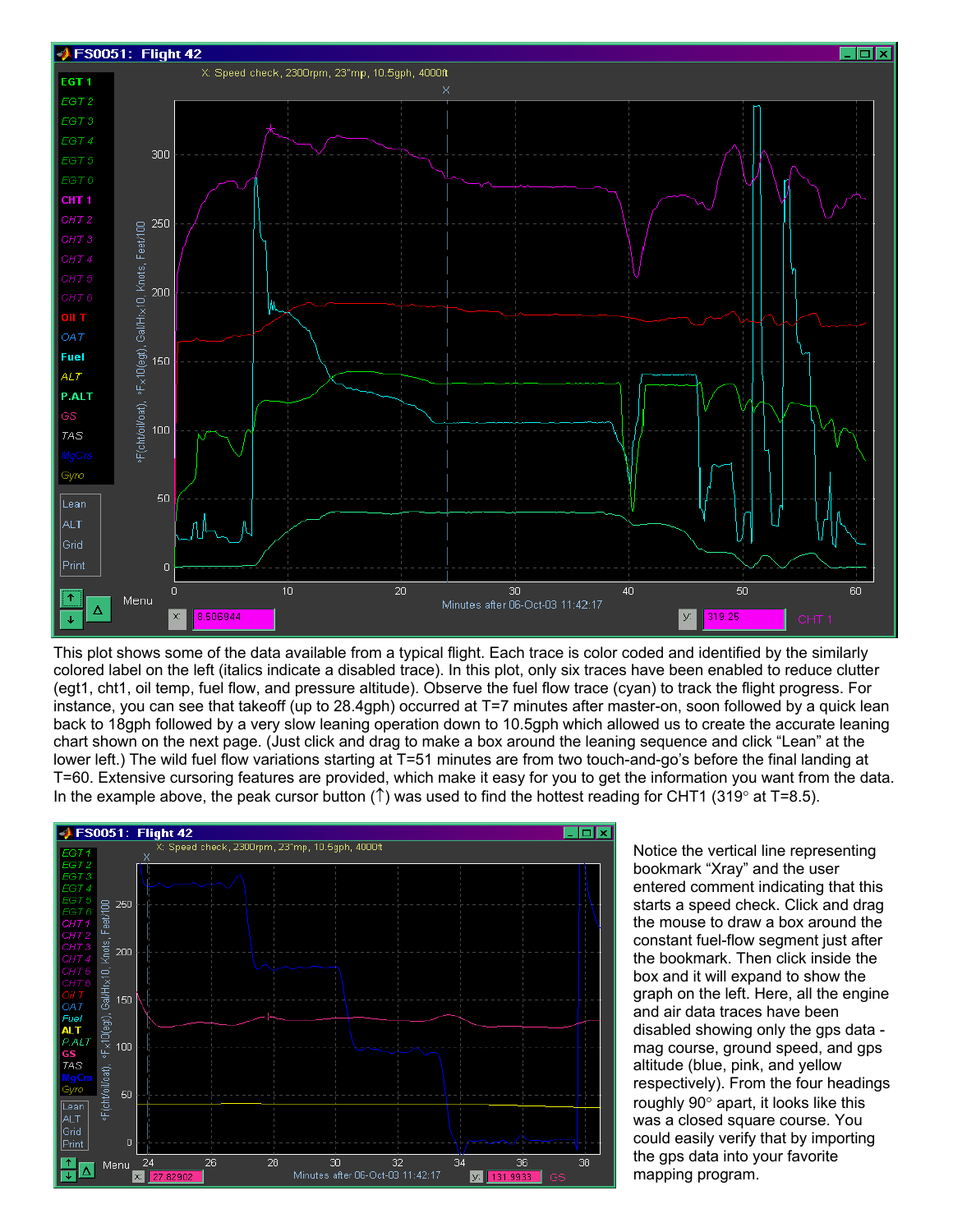This plot shows some of the data available from a typical flight. Each trace is color coded and identified by the similarly colored label on the left (italics indicate a disabled trace). In this plot, only six traces have been enabled to reduce clutter (egt1, cht1, oil temp, fuel flow, and pressure altitude). Observe the fuel flow trace (cyan) to track the flight progress. For instance, you can see that takeoff (up to 28.4gph) occurred at T=7 minutes after master-on, soon followed by a quick lean back to 18gph followed by a very slow leaning operation down to 10.5gph which allowed us to create the accurate leaning chart shown on the next page. (Just click and drag to make a box around the leaning sequence and click "Lean" at the lower left.) The wild fuel flow variations starting at T=51 minutes are from two touch-and-go's before the final landing at T=60. Extensive cursoring features are provided, which make it easy for you to get the information you want from the data. In the example above, the peak cursor button (↑) was used to find the hottest reading for CHT1 (319° at T=8.5).

Notice the vertical line representing bookmark "Xray" and the user entered comment indicating that this starts a speed check. Click and drag the mouse to draw a box around the constant fuel-flow segment just after the bookmark. Then click inside the box and it will expand to show the graph on the left. Here, all the engine and air data traces have been disabled showing only the gps data - mag course, ground speed, and gps altitude (blue, pink, and yellow respectively). From the four headings roughly 90° apart, it looks like this was a closed square course. You could easily verify that by importing the gps data into your favorite mapping program.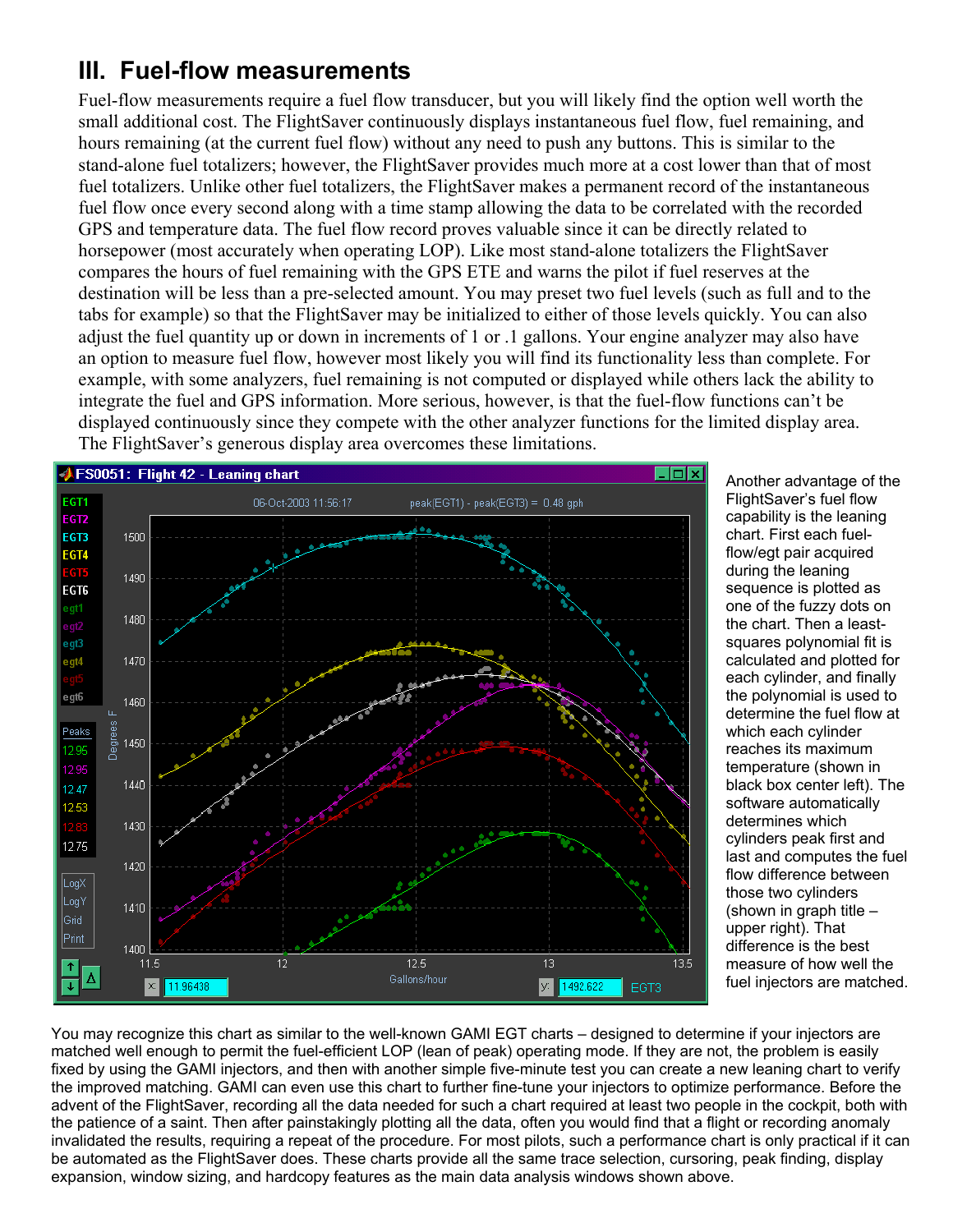## III. Fuel-flow measurements

Fuel-flow measurements require a fuel flow transducer, but you will likely find the option well worth the small additional cost. The FlightSaver continuously displays instantaneous fuel flow, fuel remaining, and hours remaining (at the current fuel flow) without any need to push any buttons. This is similar to the stand-alone fuel totalizers; however, the FlightSaver provides much more at a cost lower than that of most fuel totalizers. Unlike other fuel totalizers, the FlightSaver makes a permanent record of the instantaneous fuel flow once every second along with a time stamp allowing the data to be correlated with the recorded GPS and temperature data. The fuel flow record proves valuable since it can be directly related to horsepower (most accurately when operating LOP). Like most stand-alone totalizers the FlightSaver compares the hours of fuel remaining with the GPS ETE and warns the pilot if fuel reserves at the destination will be less than a pre-selected amount. You may preset two fuel levels (such as full and to the tabs for example) so that the FlightSaver may be initialized to either of those levels quickly. You can also adjust the fuel quantity up or down in increments of 1 or .1 gallons. Your engine analyzer may also have an option to measure fuel flow, however most likely you will find its functionality less than complete. For example, with some analyzers, fuel remaining is not computed or displayed while others lack the ability to integrate the fuel and GPS information. More serious, however, is that the fuel-flow functions can't be displayed continuously since they compete with the other analyzer functions for the limited display area. The FlightSaver's generous display area overcomes these limitations.

Another advantage of the FlightSaver's fuel flow capability is the leaning chart. First each fuel-flow/egt pair acquired during the leaning sequence is plotted as one of the fuzzy dots on the chart. Then a least-squares polynomial fit is calculated and plotted for each cylinder, and finally the polynomial is used to determine the fuel flow at which each cylinder reaches its maximum temperature (shown in black box center left). The software automatically determines which cylinders peak first and last and computes the fuel flow difference between those two cylinders (shown in graph title – upper right). That difference is the best measure of how well the fuel injectors are matched.

You may recognize this chart as similar to the well-known GAMI EGT charts – designed to determine if your injectors are matched well enough to permit the fuel-efficient LOP (lean of peak) operating mode. If they are not, the problem is easily fixed by using the GAMI injectors, and then with another simple five-minute test you can create a new leaning chart to verify the improved matching. GAMI can even use this chart to further fine-tune your injectors to optimize performance. Before the advent of the FlightSaver, recording all the data needed for such a chart required at least two people in the cockpit, both with the patience of a saint. Then after painstakingly plotting all the data, often you would find that a flight or recording anomaly invalidated the results, requiring a repeat of the procedure. For most pilots, such a performance chart is only practical if it can be automated as the FlightSaver does. These charts provide all the same trace selection, cursoring, peak finding, display expansion, window sizing, and hardcopy features as the main data analysis windows shown above.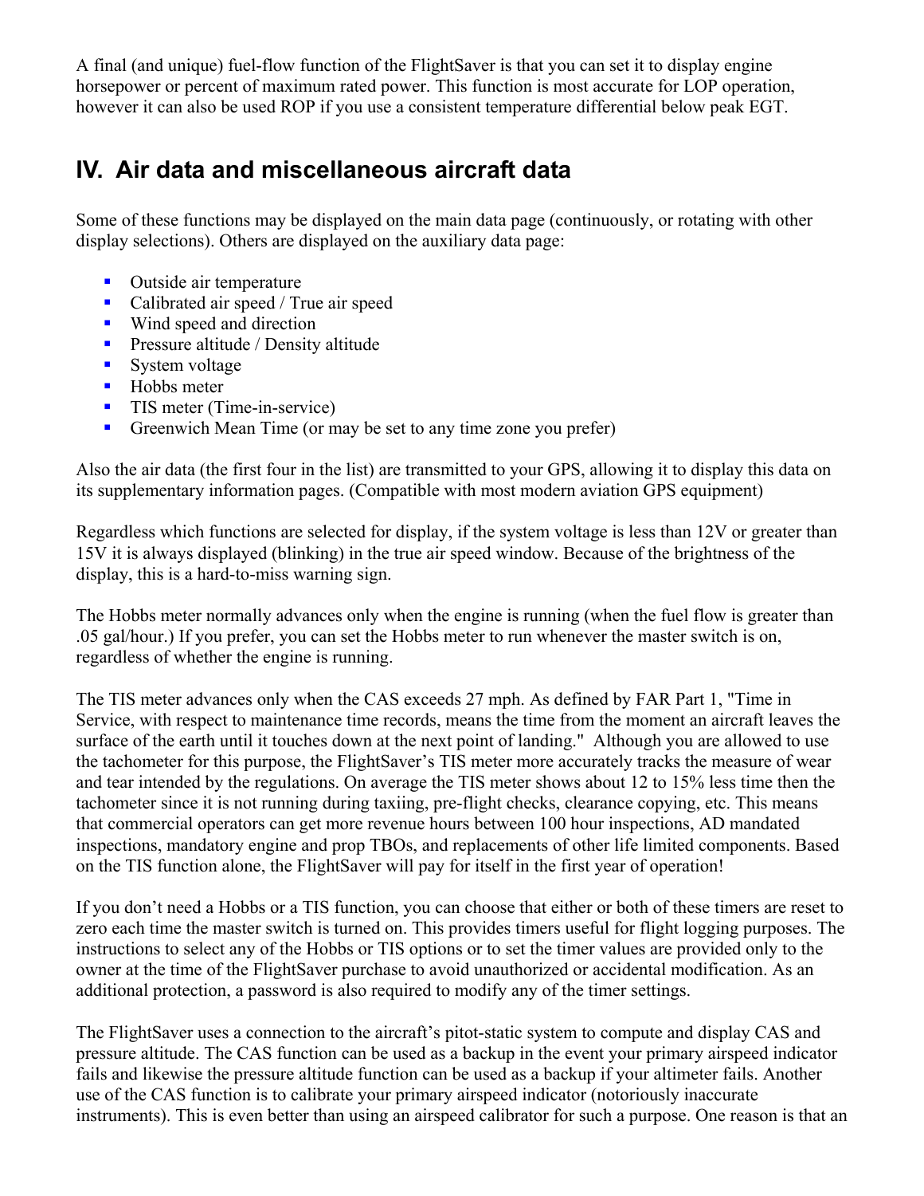A final (and unique) fuel-flow function of the FlightSaver is that you can set it to display engine horsepower or percent of maximum rated power. This function is most accurate for LOP operation, however it can also be used ROP if you use a consistent temperature differential below peak EGT.

## IV. Air data and miscellaneous aircraft data

Some of these functions may be displayed on the main data page (continuously, or rotating with other display selections). Others are displayed on the auxiliary data page:

- Outside air temperature
- Calibrated air speed / True air speed
- Wind speed and direction
- Pressure altitude / Density altitude
- System voltage
- Hobbs meter
- TIS meter (Time-in-service)
- Greenwich Mean Time (or may be set to any time zone you prefer)

Also the air data (the first four in the list) are transmitted to your GPS, allowing it to display this data on its supplementary information pages. (Compatible with most modern aviation GPS equipment)

Regardless which functions are selected for display, if the system voltage is less than 12V or greater than 15V it is always displayed (blinking) in the true air speed window. Because of the brightness of the display, this is a hard-to-miss warning sign.

The Hobbs meter normally advances only when the engine is running (when the fuel flow is greater than .05 gal/hour.) If you prefer, you can set the Hobbs meter to run whenever the master switch is on, regardless of whether the engine is running.

The TIS meter advances only when the CAS exceeds 27 mph. As defined by FAR Part 1, "Time in Service, with respect to maintenance time records, means the time from the moment an aircraft leaves the surface of the earth until it touches down at the next point of landing." Although you are allowed to use the tachometer for this purpose, the FlightSaver's TIS meter more accurately tracks the measure of wear and tear intended by the regulations. On average the TIS meter shows about 12 to 15% less time then the tachometer since it is not running during taxiing, pre-flight checks, clearance copying, etc. This means that commercial operators can get more revenue hours between 100 hour inspections, AD mandated inspections, mandatory engine and prop TBOs, and replacements of other life limited components. Based on the TIS function alone, the FlightSaver will pay for itself in the first year of operation!

If you don't need a Hobbs or a TIS function, you can choose that either or both of these timers are reset to zero each time the master switch is turned on. This provides timers useful for flight logging purposes. The instructions to select any of the Hobbs or TIS options or to set the timer values are provided only to the owner at the time of the FlightSaver purchase to avoid unauthorized or accidental modification. As an additional protection, a password is also required to modify any of the timer settings.

The FlightSaver uses a connection to the aircraft's pitot-static system to compute and display CAS and pressure altitude. The CAS function can be used as a backup in the event your primary airspeed indicator fails and likewise the pressure altitude function can be used as a backup if your altimeter fails. Another use of the CAS function is to calibrate your primary airspeed indicator (notoriously inaccurate instruments). This is even better than using an airspeed calibrator for such a purpose. One reason is that an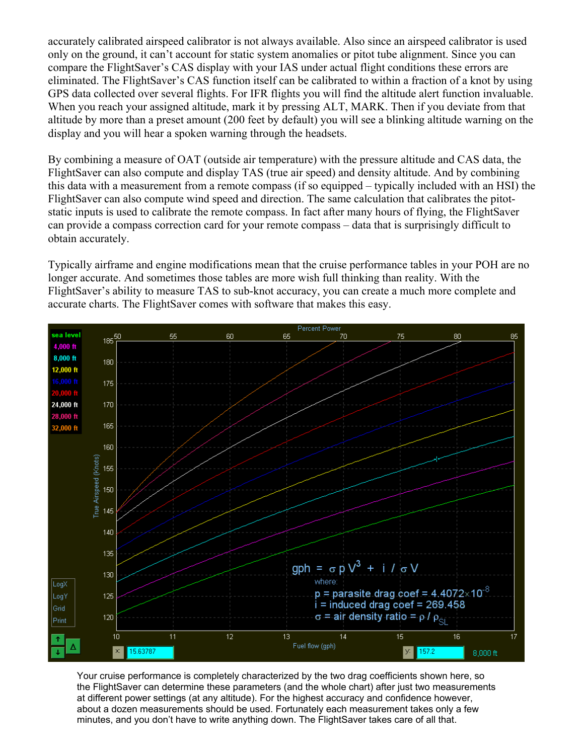accurately calibrated airspeed calibrator is not always available. Also since an airspeed calibrator is used only on the ground, it can't account for static system anomalies or pitot tube alignment. Since you can compare the FlightSaver's CAS display with your IAS under actual flight conditions these errors are eliminated. The FlightSaver's CAS function itself can be calibrated to within a fraction of a knot by using GPS data collected over several flights. For IFR flights you will find the altitude alert function invaluable. When you reach your assigned altitude, mark it by pressing ALT, MARK. Then if you deviate from that altitude by more than a preset amount (200 feet by default) you will see a blinking altitude warning on the display and you will hear a spoken warning through the headsets.

By combining a measure of OAT (outside air temperature) with the pressure altitude and CAS data, the FlightSaver can also compute and display TAS (true air speed) and density altitude. And by combining this data with a measurement from a remote compass (if so equipped – typically included with an HSI) the FlightSaver can also compute wind speed and direction. The same calculation that calibrates the pitot-static inputs is used to calibrate the remote compass. In fact after many hours of flying, the FlightSaver can provide a compass correction card for your remote compass – data that is surprisingly difficult to obtain accurately.

Typically airframe and engine modifications mean that the cruise performance tables in your POH are no longer accurate. And sometimes those tables are more wish full thinking than reality. With the FlightSaver's ability to measure TAS to sub-knot accuracy, you can create a much more complete and accurate charts. The FlightSaver comes with software that makes this easy.

Percent Power: 50, 55, 60, 65, 70, 75, 80, 85

Legend: sea level, 4,000 ft, 8,000 ft, 12,000 ft, 16,000 ft, 20,000 ft, 24,000 ft, 28,000 ft, 32,000 ft

True Airspeed (Knots): 120 – 185

Fuel flow (gph): 10 – 17

$$gph = \sigma p V^3 + i / \sigma V$$

where:

$p$ = parasite drag coef = $4.4072 \times 10^{-8}$

$i$ = induced drag coef = 269.458

$\sigma$ = air density ratio = $\rho / \rho_{SL}$

LogX LogY Grid Print

x: 15.63787 y: 157.2 8,000 ft

Your cruise performance is completely characterized by the two drag coefficients shown here, so the FlightSaver can determine these parameters (and the whole chart) after just two measurements at different power settings (at any altitude). For the highest accuracy and confidence however, about a dozen measurements should be used. Fortunately each measurement takes only a few minutes, and you don't have to write anything down. The FlightSaver takes care of all that.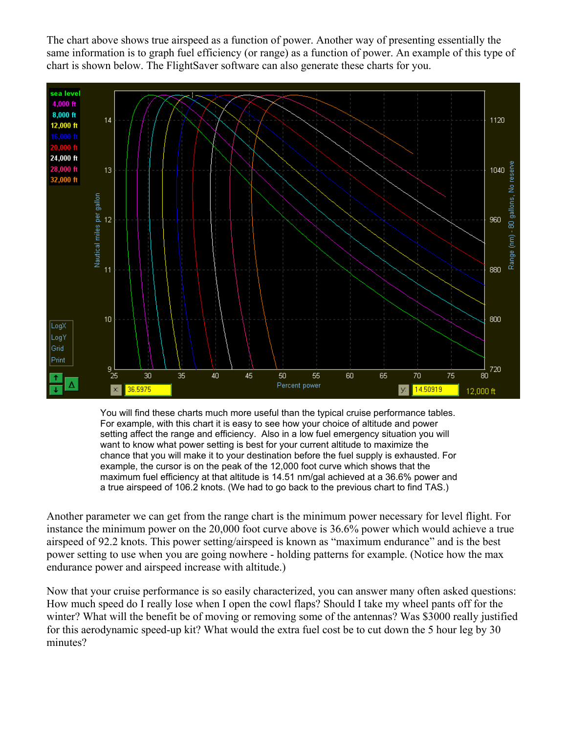The chart above shows true airspeed as a function of power. Another way of presenting essentially the same information is to graph fuel efficiency (or range) as a function of power. An example of this type of chart is shown below. The FlightSaver software can also generate these charts for you.

You will find these charts much more useful than the typical cruise performance tables. For example, with this chart it is easy to see how your choice of altitude and power setting affect the range and efficiency. Also in a low fuel emergency situation you will want to know what power setting is best for your current altitude to maximize the chance that you will make it to your destination before the fuel supply is exhausted. For example, the cursor is on the peak of the 12,000 foot curve which shows that the maximum fuel efficiency at that altitude is 14.51 nm/gal achieved at a 36.6% power and a true airspeed of 106.2 knots. (We had to go back to the previous chart to find TAS.)

Another parameter we can get from the range chart is the minimum power necessary for level flight. For instance the minimum power on the 20,000 foot curve above is 36.6% power which would achieve a true airspeed of 92.2 knots. This power setting/airspeed is known as "maximum endurance" and is the best power setting to use when you are going nowhere - holding patterns for example. (Notice how the max endurance power and airspeed increase with altitude.)

Now that your cruise performance is so easily characterized, you can answer many often asked questions: How much speed do I really lose when I open the cowl flaps? Should I take my wheel pants off for the winter? What will the benefit be of moving or removing some of the antennas? Was $3000 really justified for this aerodynamic speed-up kit? What would the extra fuel cost be to cut down the 5 hour leg by 30 minutes?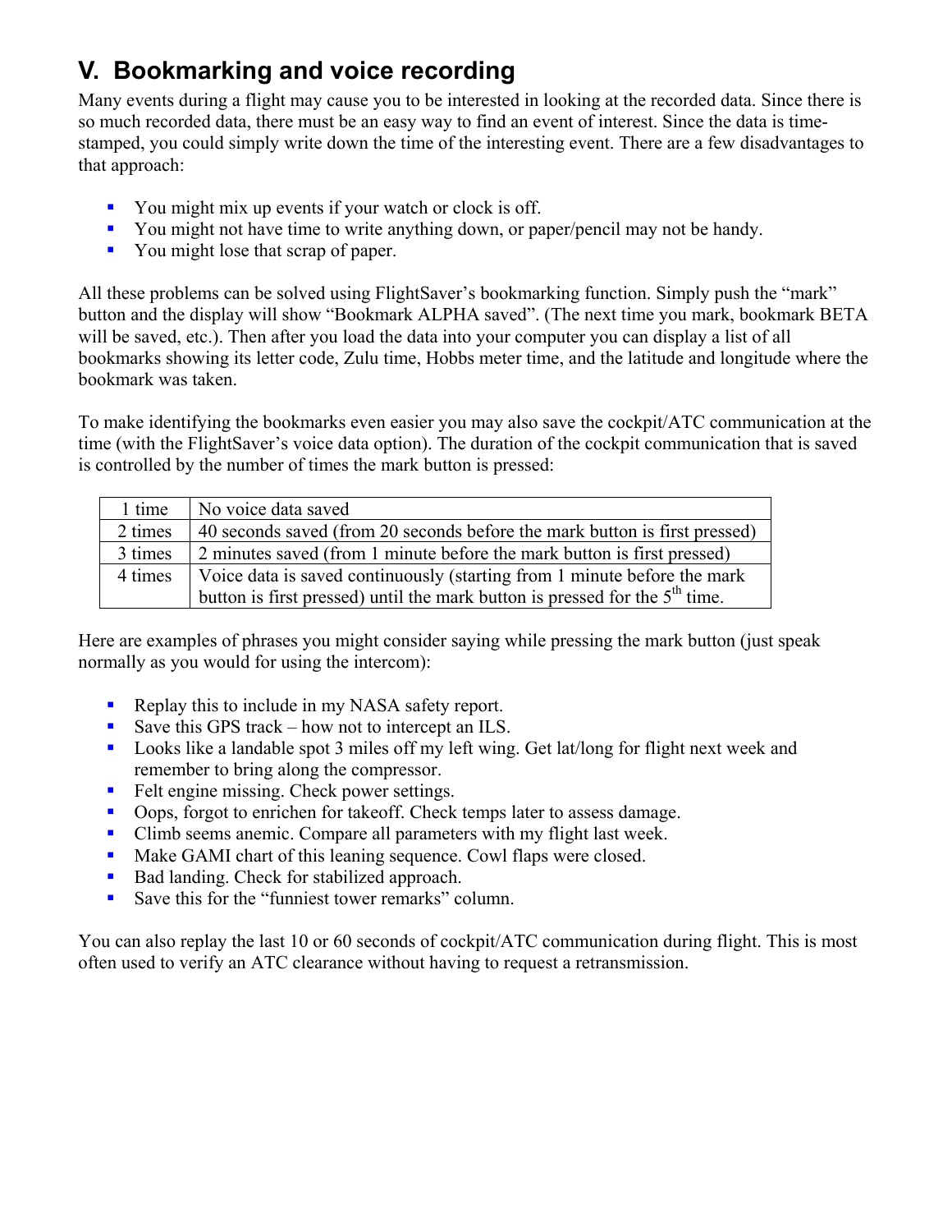## V. Bookmarking and voice recording

Many events during a flight may cause you to be interested in looking at the recorded data. Since there is so much recorded data, there must be an easy way to find an event of interest. Since the data is time-stamped, you could simply write down the time of the interesting event. There are a few disadvantages to that approach:

- You might mix up events if your watch or clock is off.
- You might not have time to write anything down, or paper/pencil may not be handy.
- You might lose that scrap of paper.

All these problems can be solved using FlightSaver's bookmarking function. Simply push the "mark" button and the display will show "Bookmark ALPHA saved". (The next time you mark, bookmark BETA will be saved, etc.). Then after you load the data into your computer you can display a list of all bookmarks showing its letter code, Zulu time, Hobbs meter time, and the latitude and longitude where the bookmark was taken.

To make identifying the bookmarks even easier you may also save the cockpit/ATC communication at the time (with the FlightSaver's voice data option). The duration of the cockpit communication that is saved is controlled by the number of times the mark button is pressed:

| | |
|---|---|
| 1 time | No voice data saved |
| 2 times | 40 seconds saved (from 20 seconds before the mark button is first pressed) |
| 3 times | 2 minutes saved (from 1 minute before the mark button is first pressed) |
| 4 times | Voice data is saved continuously (starting from 1 minute before the mark button is first pressed) until the mark button is pressed for the 5th time. |

Here are examples of phrases you might consider saying while pressing the mark button (just speak normally as you would for using the intercom):

- Replay this to include in my NASA safety report.
- Save this GPS track – how not to intercept an ILS.
- Looks like a landable spot 3 miles off my left wing. Get lat/long for flight next week and remember to bring along the compressor.
- Felt engine missing. Check power settings.
- Oops, forgot to enrichen for takeoff. Check temps later to assess damage.
- Climb seems anemic. Compare all parameters with my flight last week.
- Make GAMI chart of this leaning sequence. Cowl flaps were closed.
- Bad landing. Check for stabilized approach.
- Save this for the "funniest tower remarks" column.

You can also replay the last 10 or 60 seconds of cockpit/ATC communication during flight. This is most often used to verify an ATC clearance without having to request a retransmission.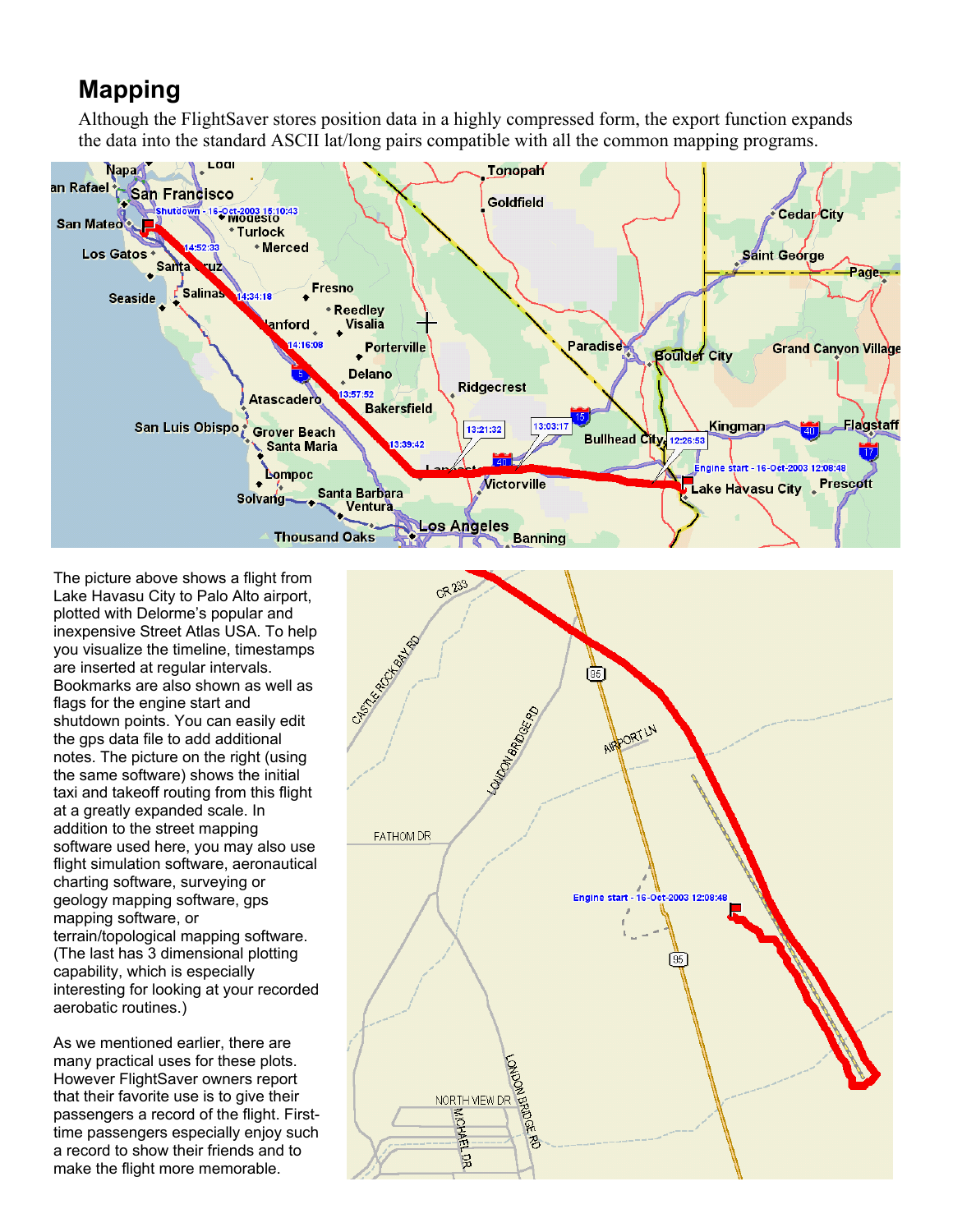# Mapping

Although the FlightSaver stores position data in a highly compressed form, the export function expands the data into the standard ASCII lat/long pairs compatible with all the common mapping programs.

The picture above shows a flight from Lake Havasu City to Palo Alto airport, plotted with Delorme's popular and inexpensive Street Atlas USA. To help you visualize the timeline, timestamps are inserted at regular intervals. Bookmarks are also shown as well as flags for the engine start and shutdown points. You can easily edit the gps data file to add additional notes. The picture on the right (using the same software) shows the initial taxi and takeoff routing from this flight at a greatly expanded scale. In addition to the street mapping software used here, you may also use flight simulation software, aeronautical charting software, surveying or geology mapping software, gps mapping software, or terrain/topological mapping software. (The last has 3 dimensional plotting capability, which is especially interesting for looking at your recorded aerobatic routines.)

As we mentioned earlier, there are many practical uses for these plots. However FlightSaver owners report that their favorite use is to give their passengers a record of the flight. First-time passengers especially enjoy such a record to show their friends and to make the flight more memorable.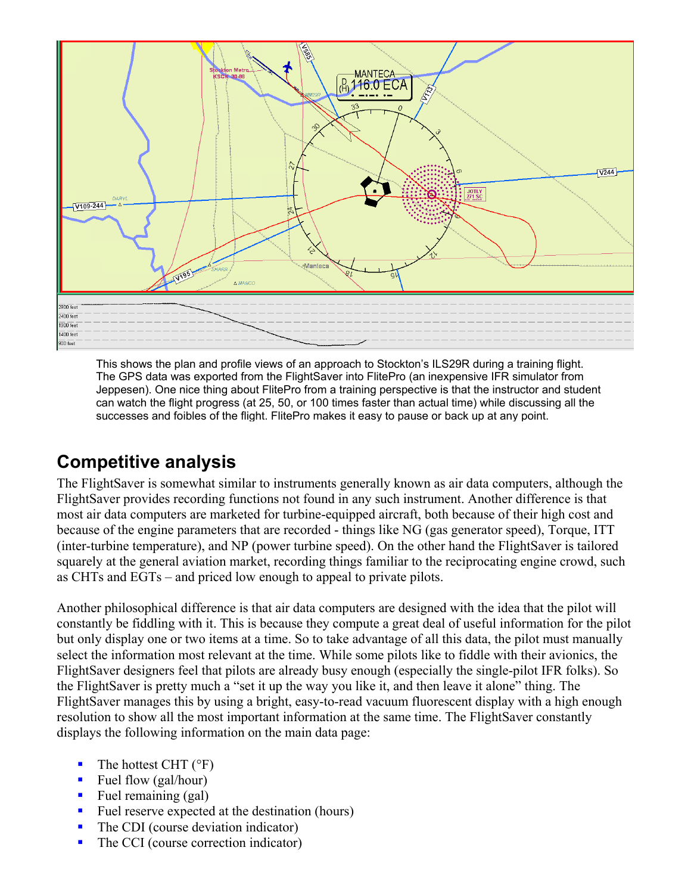This shows the plan and profile views of an approach to Stockton's ILS29R during a training flight. The GPS data was exported from the FlightSaver into FlitePro (an inexpensive IFR simulator from Jeppesen). One nice thing about FlitePro from a training perspective is that the instructor and student can watch the flight progress (at 25, 50, or 100 times faster than actual time) while discussing all the successes and foibles of the flight. FlitePro makes it easy to pause or back up at any point.

## Competitive analysis

The FlightSaver is somewhat similar to instruments generally known as air data computers, although the FlightSaver provides recording functions not found in any such instrument. Another difference is that most air data computers are marketed for turbine-equipped aircraft, both because of their high cost and because of the engine parameters that are recorded - things like NG (gas generator speed), Torque, ITT (inter-turbine temperature), and NP (power turbine speed). On the other hand the FlightSaver is tailored squarely at the general aviation market, recording things familiar to the reciprocating engine crowd, such as CHTs and EGTs – and priced low enough to appeal to private pilots.

Another philosophical difference is that air data computers are designed with the idea that the pilot will constantly be fiddling with it. This is because they compute a great deal of useful information for the pilot but only display one or two items at a time. So to take advantage of all this data, the pilot must manually select the information most relevant at the time. While some pilots like to fiddle with their avionics, the FlightSaver designers feel that pilots are already busy enough (especially the single-pilot IFR folks). So the FlightSaver is pretty much a "set it up the way you like it, and then leave it alone" thing. The FlightSaver manages this by using a bright, easy-to-read vacuum fluorescent display with a high enough resolution to show all the most important information at the same time. The FlightSaver constantly displays the following information on the main data page:

- The hottest CHT (°F)
- Fuel flow (gal/hour)
- Fuel remaining (gal)
- Fuel reserve expected at the destination (hours)
- The CDI (course deviation indicator)
- The CCI (course correction indicator)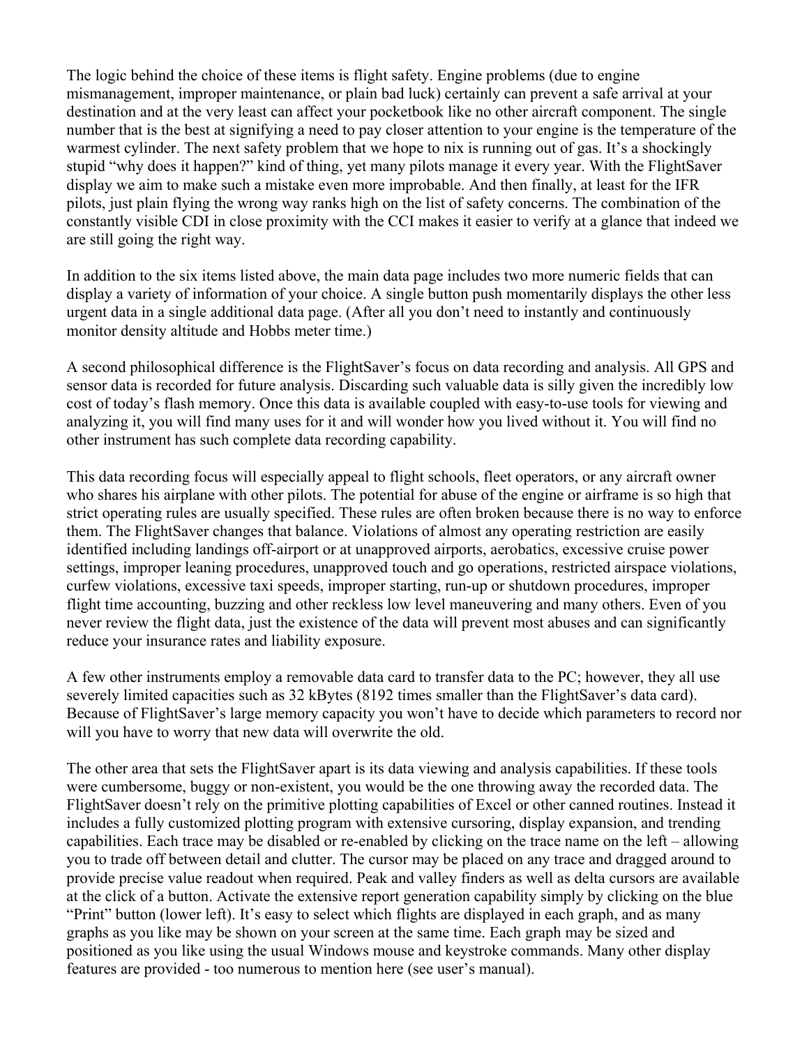The logic behind the choice of these items is flight safety. Engine problems (due to engine mismanagement, improper maintenance, or plain bad luck) certainly can prevent a safe arrival at your destination and at the very least can affect your pocketbook like no other aircraft component. The single number that is the best at signifying a need to pay closer attention to your engine is the temperature of the warmest cylinder. The next safety problem that we hope to nix is running out of gas. It's a shockingly stupid "why does it happen?" kind of thing, yet many pilots manage it every year. With the FlightSaver display we aim to make such a mistake even more improbable. And then finally, at least for the IFR pilots, just plain flying the wrong way ranks high on the list of safety concerns. The combination of the constantly visible CDI in close proximity with the CCI makes it easier to verify at a glance that indeed we are still going the right way.

In addition to the six items listed above, the main data page includes two more numeric fields that can display a variety of information of your choice. A single button push momentarily displays the other less urgent data in a single additional data page. (After all you don't need to instantly and continuously monitor density altitude and Hobbs meter time.)

A second philosophical difference is the FlightSaver's focus on data recording and analysis. All GPS and sensor data is recorded for future analysis. Discarding such valuable data is silly given the incredibly low cost of today's flash memory. Once this data is available coupled with easy-to-use tools for viewing and analyzing it, you will find many uses for it and will wonder how you lived without it. You will find no other instrument has such complete data recording capability.

This data recording focus will especially appeal to flight schools, fleet operators, or any aircraft owner who shares his airplane with other pilots. The potential for abuse of the engine or airframe is so high that strict operating rules are usually specified. These rules are often broken because there is no way to enforce them. The FlightSaver changes that balance. Violations of almost any operating restriction are easily identified including landings off-airport or at unapproved airports, aerobatics, excessive cruise power settings, improper leaning procedures, unapproved touch and go operations, restricted airspace violations, curfew violations, excessive taxi speeds, improper starting, run-up or shutdown procedures, improper flight time accounting, buzzing and other reckless low level maneuvering and many others. Even of you never review the flight data, just the existence of the data will prevent most abuses and can significantly reduce your insurance rates and liability exposure.

A few other instruments employ a removable data card to transfer data to the PC; however, they all use severely limited capacities such as 32 kBytes (8192 times smaller than the FlightSaver's data card). Because of FlightSaver's large memory capacity you won't have to decide which parameters to record nor will you have to worry that new data will overwrite the old.

The other area that sets the FlightSaver apart is its data viewing and analysis capabilities. If these tools were cumbersome, buggy or non-existent, you would be the one throwing away the recorded data. The FlightSaver doesn't rely on the primitive plotting capabilities of Excel or other canned routines. Instead it includes a fully customized plotting program with extensive cursoring, display expansion, and trending capabilities. Each trace may be disabled or re-enabled by clicking on the trace name on the left – allowing you to trade off between detail and clutter. The cursor may be placed on any trace and dragged around to provide precise value readout when required. Peak and valley finders as well as delta cursors are available at the click of a button. Activate the extensive report generation capability simply by clicking on the blue "Print" button (lower left). It's easy to select which flights are displayed in each graph, and as many graphs as you like may be shown on your screen at the same time. Each graph may be sized and positioned as you like using the usual Windows mouse and keystroke commands. Many other display features are provided - too numerous to mention here (see user's manual).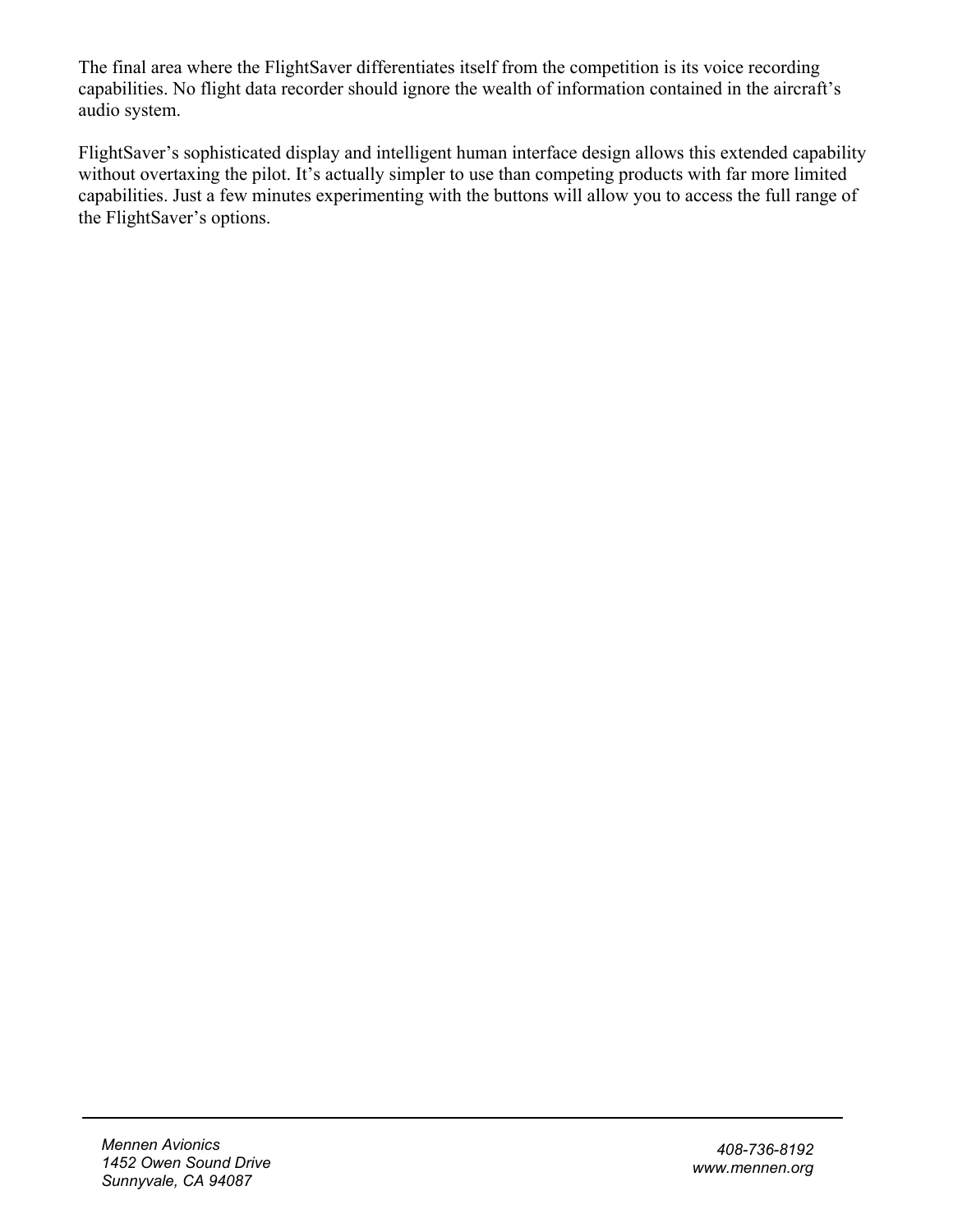The final area where the FlightSaver differentiates itself from the competition is its voice recording capabilities. No flight data recorder should ignore the wealth of information contained in the aircraft's audio system.

FlightSaver's sophisticated display and intelligent human interface design allows this extended capability without overtaxing the pilot. It's actually simpler to use than competing products with far more limited capabilities. Just a few minutes experimenting with the buttons will allow you to access the full range of the FlightSaver's options.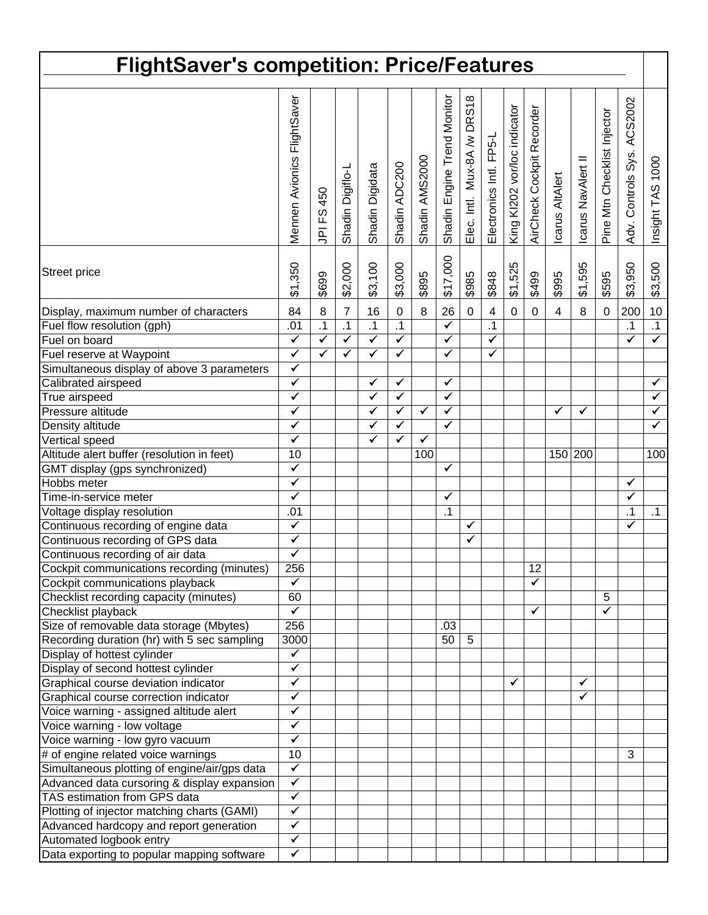# FlightSaver's competition: Price/Features

| | Mennen Avionics FlightSaver | JPI FS 450 | Shadin Digiflo-L | Shadin Digidata | Shadin ADC200 | Shadin AMS2000 | Shadin Engine Trend Monitor | Elec. Intl. Mux-8A /w DRS18 | Electronics Intl. FP5-L | King KI202 vor/loc indicator | AirCheck Cockpit Recorder | Icarus AltAlert | Icarus NavAlert II | Pine Mtn Checklist Injector | Adv. Controls Sys. ACS2002 | Insight TAS 1000 |
|---|---|---|---|---|---|---|---|---|---|---|---|---|---|---|---|---|
| Street price | $1,350 | $699 | $2,000 | $3,100 | $3,000 | $895 | $17,000 | $985 | $848 | $1,525 | $499 | $995 | $1,595 | $595 | $3,950 | $3,500 |
| Display, maximum number of characters | 84 | 8 | 7 | 16 | 0 | 8 | 26 | 0 | 4 | 0 | 0 | 4 | 8 | 0 | 200 | 10 |
| Fuel flow resolution (gph) | .01 | .1 | .1 | .1 | .1 | | ✓ | | .1 | | | | | | .1 | .1 |
| Fuel on board | ✓ | ✓ | ✓ | ✓ | ✓ | | ✓ | | ✓ | | | | | | ✓ | ✓ |
| Fuel reserve at Waypoint | ✓ | ✓ | ✓ | ✓ | ✓ | | ✓ | | ✓ | | | | | | | |
| Simultaneous display of above 3 parameters | ✓ | | | | | | | | | | | | | | | |
| Calibrated airspeed | ✓ | | | ✓ | ✓ | | ✓ | | | | | | | | | ✓ |
| True airspeed | ✓ | | | ✓ | ✓ | | ✓ | | | | | | | | | ✓ |
| Pressure altitude | ✓ | | | ✓ | ✓ | ✓ | ✓ | | | | | ✓ | ✓ | | | ✓ |
| Density altitude | ✓ | | | ✓ | ✓ | | ✓ | | | | | | | | | ✓ |
| Vertical speed | ✓ | | | ✓ | ✓ | ✓ | | | | | | | | | | |
| Altitude alert buffer (resolution in feet) | 10 | | | | | 100 | | | | | | 150 | 200 | | | 100 |
| GMT display (gps synchronized) | ✓ | | | | | | ✓ | | | | | | | | | |
| Hobbs meter | ✓ | | | | | | | | | | | | | | ✓ | |
| Time-in-service meter | ✓ | | | | | | ✓ | | | | | | | | ✓ | |
| Voltage display resolution | .01 | | | | | | .1 | | | | | | | | .1 | .1 |
| Continuous recording of engine data | ✓ | | | | | | | ✓ | | | | | | | ✓ | |
| Continuous recording of GPS data | ✓ | | | | | | | ✓ | | | | | | | | |
| Continuous recording of air data | ✓ | | | | | | | | | | | | | | | |
| Cockpit communications recording (minutes) | 256 | | | | | | | | | | 12 | | | | | |
| Cockpit communications playback | ✓ | | | | | | | | | | ✓ | | | | | |
| Checklist recording capacity (minutes) | 60 | | | | | | | | | | | | | 5 | | |
| Checklist playback | ✓ | | | | | | | | | | ✓ | | | ✓ | | |
| Size of removable data storage (Mbytes) | 256 | | | | | | .03 | | | | | | | | | |
| Recording duration (hr) with 5 sec sampling | 3000 | | | | | | 50 | 5 | | | | | | | | |
| Display of hottest cylinder | ✓ | | | | | | | | | | | | | | | |
| Display of second hottest cylinder | ✓ | | | | | | | | | | | | | | | |
| Graphical course deviation indicator | ✓ | | | | | | | | | ✓ | | | ✓ | | | |
| Graphical course correction indicator | ✓ | | | | | | | | | | | | ✓ | | | |
| Voice warning - assigned altitude alert | ✓ | | | | | | | | | | | | | | | |
| Voice warning - low voltage | ✓ | | | | | | | | | | | | | | | |
| Voice warning - low gyro vacuum | ✓ | | | | | | | | | | | | | | | |
| # of engine related voice warnings | 10 | | | | | | | | | | | | | | 3 | |
| Simultaneous plotting of engine/air/gps data | ✓ | | | | | | | | | | | | | | | |
| Advanced data cursoring & display expansion | ✓ | | | | | | | | | | | | | | | |
| TAS estimation from GPS data | ✓ | | | | | | | | | | | | | | | |
| Plotting of injector matching charts (GAMI) | ✓ | | | | | | | | | | | | | | | |
| Advanced hardcopy and report generation | ✓ | | | | | | | | | | | | | | | |
| Automated logbook entry | ✓ | | | | | | | | | | | | | | | |
| Data exporting to popular mapping software | ✓ | | | | | | | | | | | | | | | |